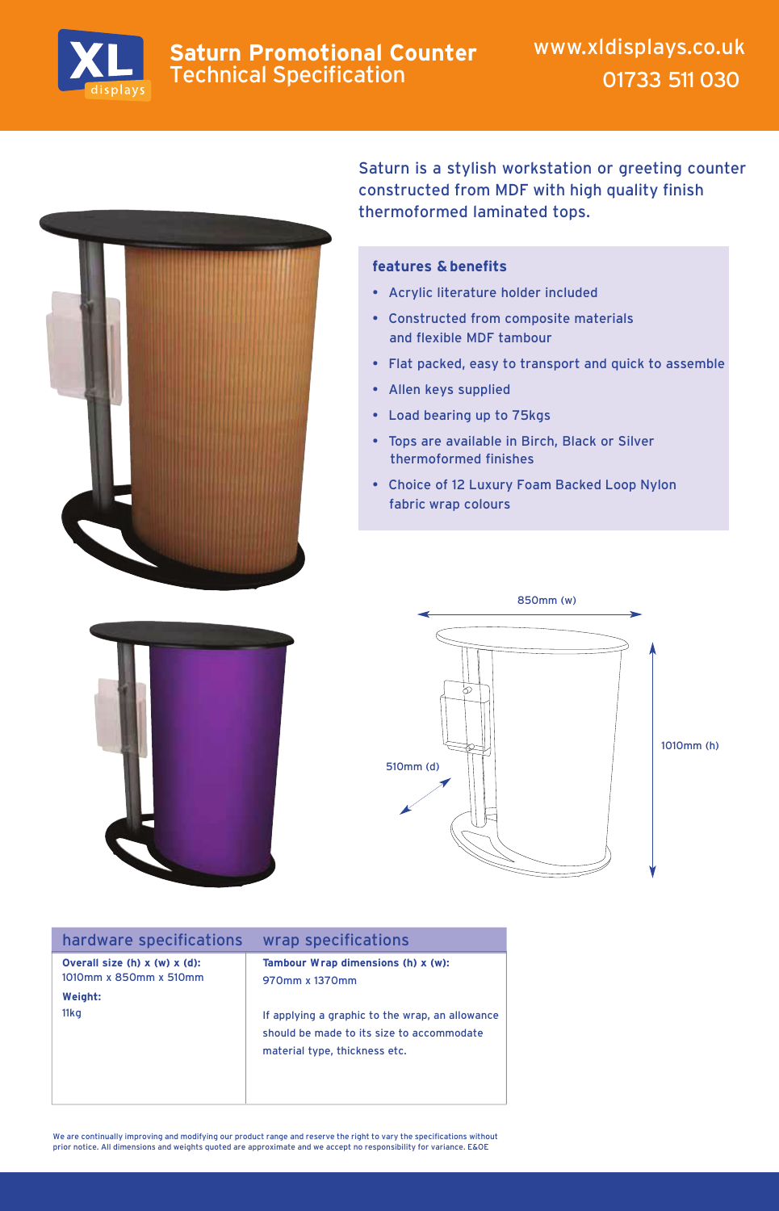# Saturn Promotional Counter
## Technical Specification

www.xldisplays.co.uk
01733 511 030

Saturn is a stylish workstation or greeting counter constructed from MDF with high quality finish thermoformed laminated tops.

### features & benefits

- Acrylic literature holder included
- Constructed from composite materials and flexible MDF tambour
- Flat packed, easy to transport and quick to assemble
- Allen keys supplied
- Load bearing up to 75kgs
- Tops are available in Birch, Black or Silver thermoformed finishes
- Choice of 12 Luxury Foam Backed Loop Nylon fabric wrap colours

850mm (w)

1010mm (h)

510mm (d)

| hardware specifications | wrap specifications |
|---|---|
| **Overall size (h) x (w) x (d):** 1010mm x 850mm x 510mm<br>**Weight:** 11kg | **Tambour Wrap dimensions (h) x (w):** 970mm x 1370mm<br><br>If applying a graphic to the wrap, an allowance should be made to its size to accommodate material type, thickness etc. |

We are continually improving and modifying our product range and reserve the right to vary the specifications without prior notice. All dimensions and weights quoted are approximate and we accept no responsibility for variance. E&OE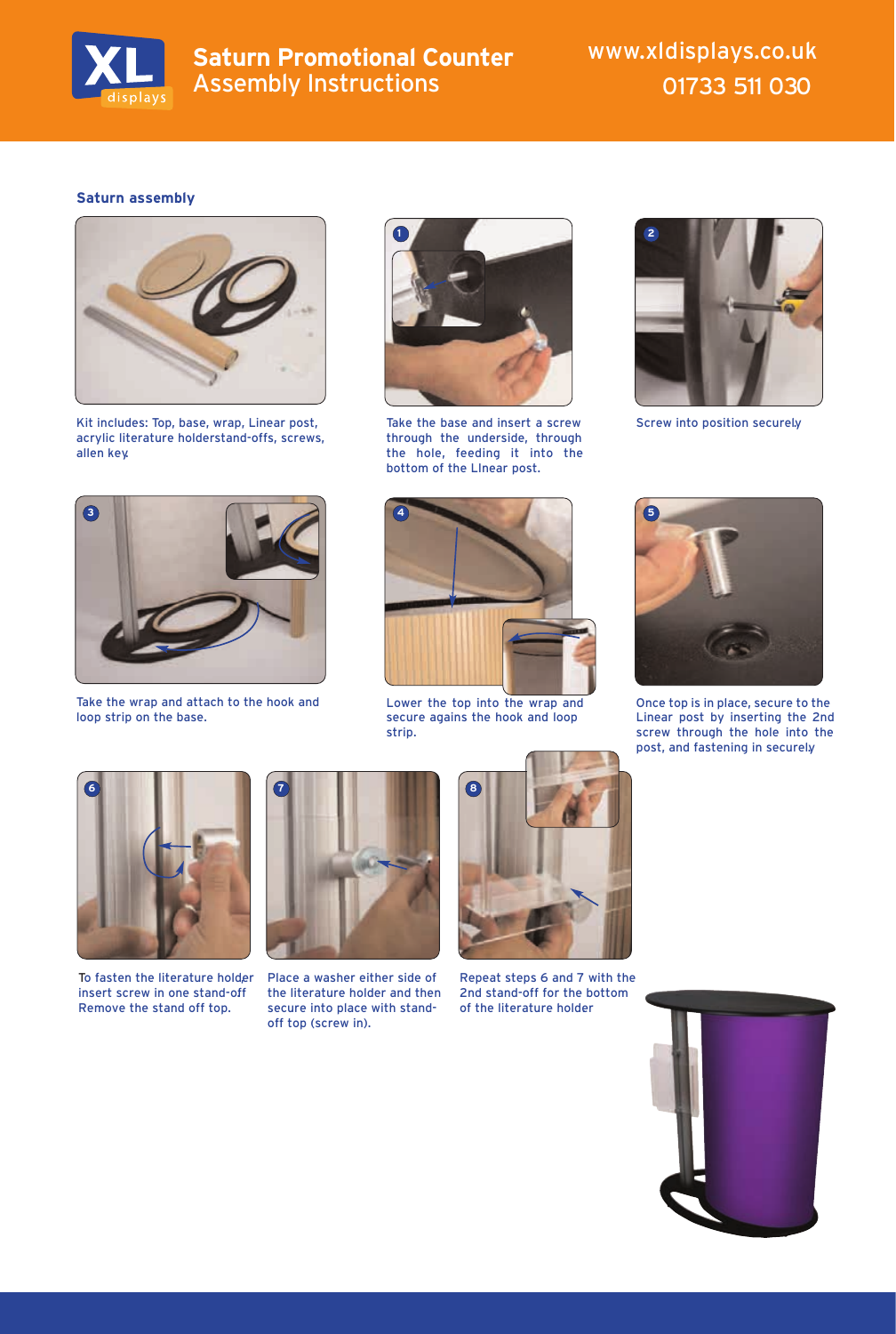# Saturn Promotional Counter
## Assembly Instructions

www.xldisplays.co.uk
01733 511 030

### Saturn assembly

Kit includes: Top, base, wrap, Linear post, acrylic literature holderstand-offs, screws, allen key.

1. Take the base and insert a screw through the underside, through the hole, feeding it into the bottom of the LInear post.

2. Screw into position securely

3. Take the wrap and attach to the hook and loop strip on the base.

4. Lower the top into the wrap and secure agains the hook and loop strip.

5. Once top is in place, secure to the Linear post by inserting the 2nd screw through the hole into the post, and fastening in securely

6. To fasten the literature holder insert screw in one stand-off Remove the stand off top.

7. Place a washer either side of the literature holder and then secure into place with stand-off top (screw in).

8. Repeat steps 6 and 7 with the 2nd stand-off for the bottom of the literature holder